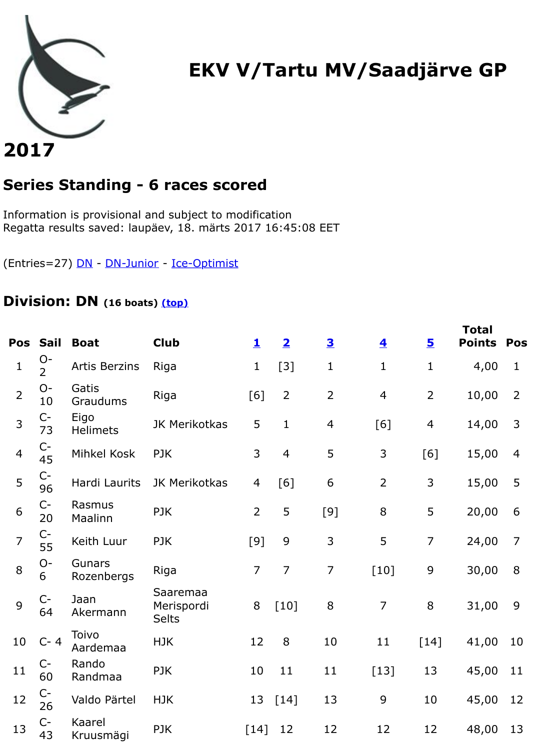# EKV V/Tartu MV/Saadjärve GP

# 2017

## Series Standing - 6 races scored

Information is provisional and subject to modification
Regatta results saved: laupäev, 18. märts 2017 16:45:08 EET

(Entries=27) DN - DN-Junior - Ice-Optimist

## Division: DN (16 boats) (top)

| Pos | Sail | Boat | Club | 1 | 2 | 3 | 4 | 5 | Total Points | Pos |
|---|---|---|---|---|---|---|---|---|---|---|
| 1 | O-2 | Artis Berzins | Riga | 1 | [3] | 1 | 1 | 1 | 4,00 | 1 |
| 2 | O-10 | Gatis Graudums | Riga | [6] | 2 | 2 | 4 | 2 | 10,00 | 2 |
| 3 | C-73 | Eigo Helimets | JK Merikotkas | 5 | 1 | 4 | [6] | 4 | 14,00 | 3 |
| 4 | C-45 | Mihkel Kosk | PJK | 3 | 4 | 5 | 3 | [6] | 15,00 | 4 |
| 5 | C-96 | Hardi Laurits | JK Merikotkas | 4 | [6] | 6 | 2 | 3 | 15,00 | 5 |
| 6 | C-20 | Rasmus Maalinn | PJK | 2 | 5 | [9] | 8 | 5 | 20,00 | 6 |
| 7 | C-55 | Keith Luur | PJK | [9] | 9 | 3 | 5 | 7 | 24,00 | 7 |
| 8 | O-6 | Gunars Rozenbergs | Riga | 7 | 7 | 7 | [10] | 9 | 30,00 | 8 |
| 9 | C-64 | Jaan Akermann | Saaremaa Merispordi Selts | 8 | [10] | 8 | 7 | 8 | 31,00 | 9 |
| 10 | C- 4 | Toivo Aardemaa | HJK | 12 | 8 | 10 | 11 | [14] | 41,00 | 10 |
| 11 | C-60 | Rando Randmaa | PJK | 10 | 11 | 11 | [13] | 13 | 45,00 | 11 |
| 12 | C-26 | Valdo Pärtel | HJK | 13 | [14] | 13 | 9 | 10 | 45,00 | 12 |
| 13 | C-43 | Kaarel Kruusmägi | PJK | [14] | 12 | 12 | 12 | 12 | 48,00 | 13 |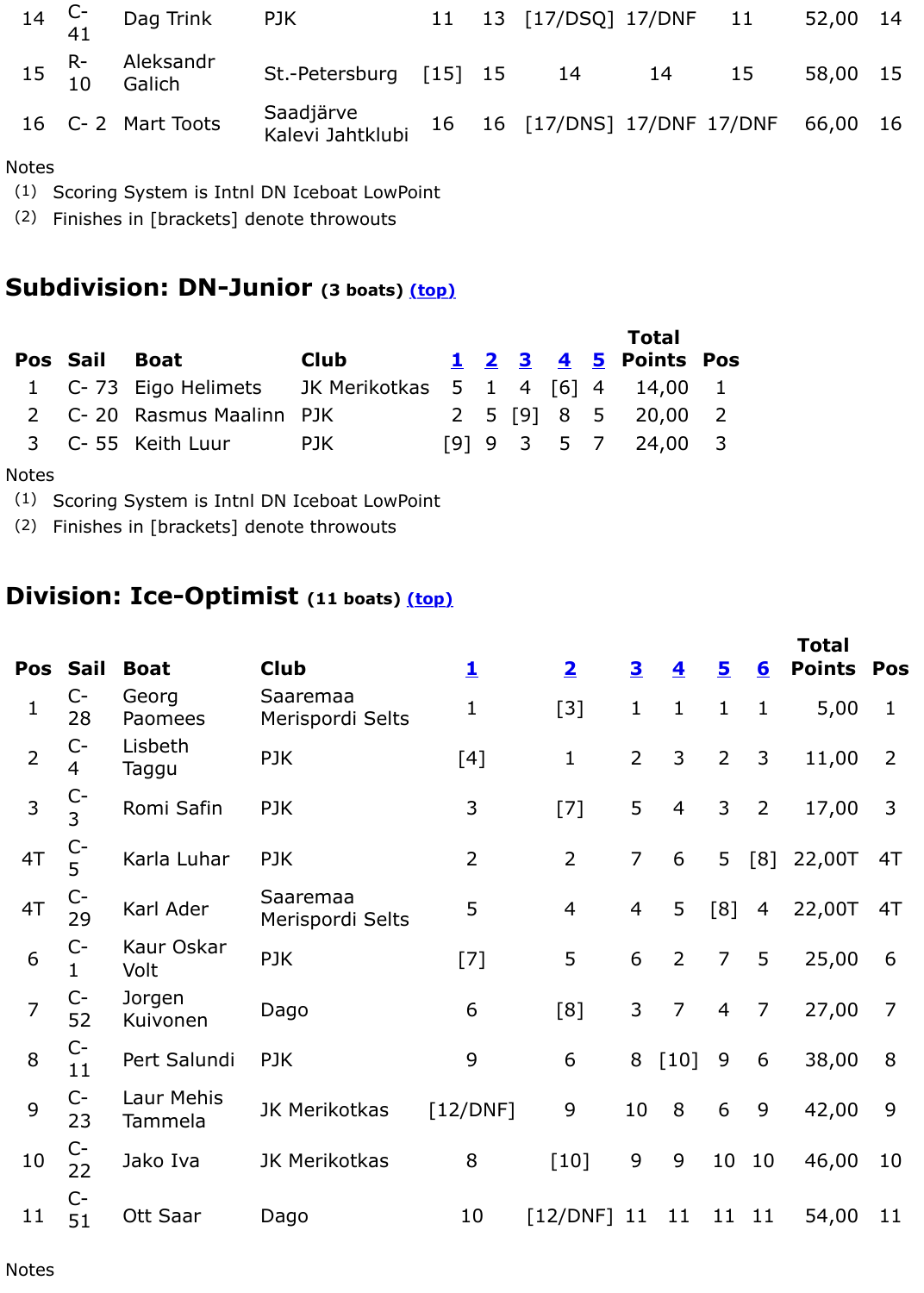| | | | | | | | | | | |
|---|---|---|---|---|---|---|---|---|---|---|
| 14 | C-41 | Dag Trink | PJK | 11 | 13 | [17/DSQ] | 17/DNF | 11 | 52,00 | 14 |
| 15 | R-10 | Aleksandr Galich | St.-Petersburg | [15] | 15 | 14 | 14 | 15 | 58,00 | 15 |
| 16 | C- 2 | Mart Toots | Saadjärve Kalevi Jahtklubi | 16 | 16 | [17/DNS] | 17/DNF | 17/DNF | 66,00 | 16 |

Notes
(1) Scoring System is Intnl DN Iceboat LowPoint
(2) Finishes in [brackets] denote throwouts

## Subdivision: DN-Junior (3 boats) (top)

| Pos | Sail | Boat | Club | 1 | 2 | 3 | 4 | 5 | Total Points | Pos |
|---|---|---|---|---|---|---|---|---|---|---|
| 1 | C- 73 | Eigo Helimets | JK Merikotkas | 5 | 1 | 4 | [6] | 4 | 14,00 | 1 |
| 2 | C- 20 | Rasmus Maalinn | PJK | 2 | 5 | [9] | 8 | 5 | 20,00 | 2 |
| 3 | C- 55 | Keith Luur | PJK | [9] | 9 | 3 | 5 | 7 | 24,00 | 3 |

Notes
(1) Scoring System is Intnl DN Iceboat LowPoint
(2) Finishes in [brackets] denote throwouts

## Division: Ice-Optimist (11 boats) (top)

| Pos | Sail | Boat | Club | 1 | 2 | 3 | 4 | 5 | 6 | Total Points | Pos |
|---|---|---|---|---|---|---|---|---|---|---|---|
| 1 | C-28 | Georg Paomees | Saaremaa Merispordi Selts | 1 | [3] | 1 | 1 | 1 | 1 | 5,00 | 1 |
| 2 | C-4 | Lisbeth Taggu | PJK | [4] | 1 | 2 | 3 | 2 | 3 | 11,00 | 2 |
| 3 | C-3 | Romi Safin | PJK | 3 | [7] | 5 | 4 | 3 | 2 | 17,00 | 3 |
| 4T | C-5 | Karla Luhar | PJK | 2 | 2 | 7 | 6 | 5 | [8] | 22,00T | 4T |
| 4T | C-29 | Karl Ader | Saaremaa Merispordi Selts | 5 | 4 | 4 | 5 | [8] | 4 | 22,00T | 4T |
| 6 | C-1 | Kaur Oskar Volt | PJK | [7] | 5 | 6 | 2 | 7 | 5 | 25,00 | 6 |
| 7 | C-52 | Jorgen Kuivonen | Dago | 6 | [8] | 3 | 7 | 4 | 7 | 27,00 | 7 |
| 8 | C-11 | Pert Salundi | PJK | 9 | 6 | 8 | [10] | 9 | 6 | 38,00 | 8 |
| 9 | C-23 | Laur Mehis Tammela | JK Merikotkas | [12/DNF] | 9 | 10 | 8 | 6 | 9 | 42,00 | 9 |
| 10 | C-22 | Jako Iva | JK Merikotkas | 8 | [10] | 9 | 9 | 10 | 10 | 46,00 | 10 |
| 11 | C-51 | Ott Saar | Dago | 10 | [12/DNF] | 11 | 11 | 11 | 11 | 54,00 | 11 |

Notes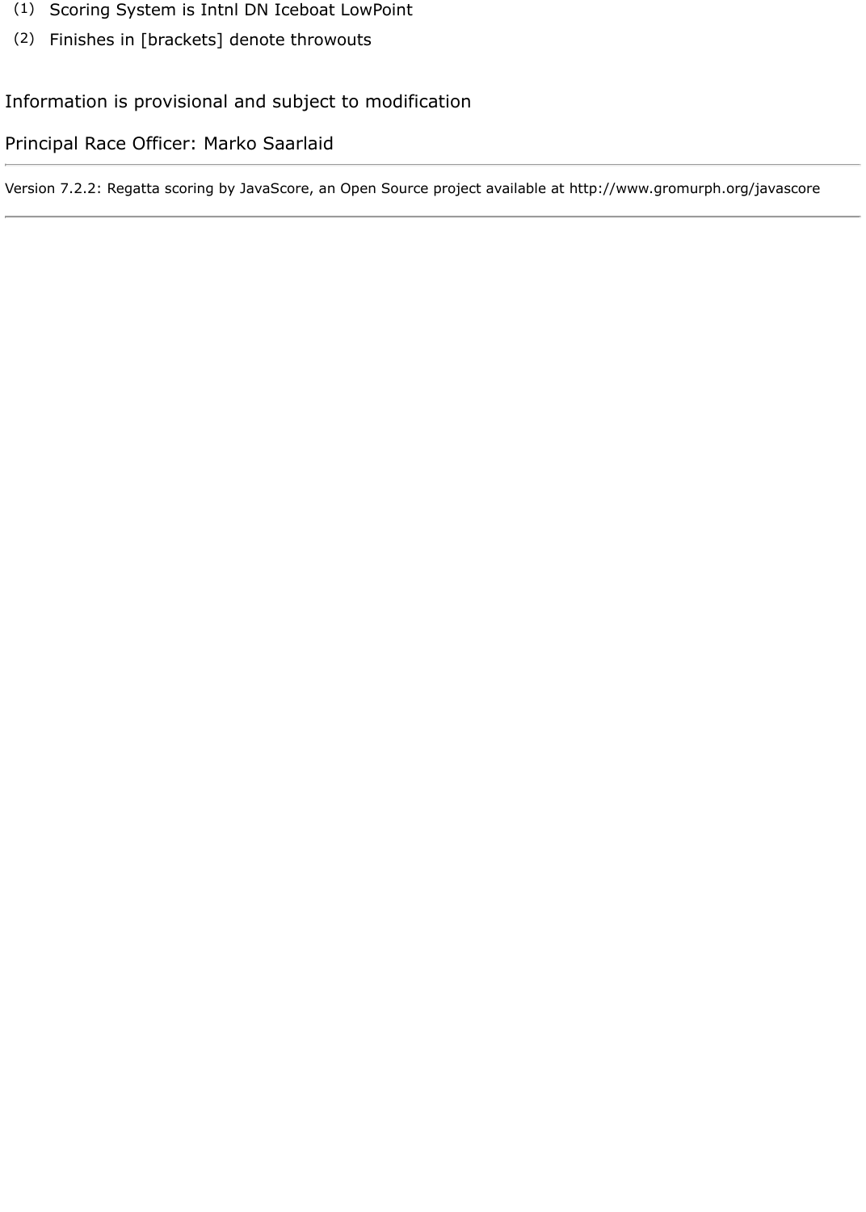(1) Scoring System is Intnl DN Iceboat LowPoint

(2) Finishes in [brackets] denote throwouts

Information is provisional and subject to modification

Principal Race Officer: Marko Saarlaid

---

Version 7.2.2: Regatta scoring by JavaScore, an Open Source project available at http://www.gromurph.org/javascore

---